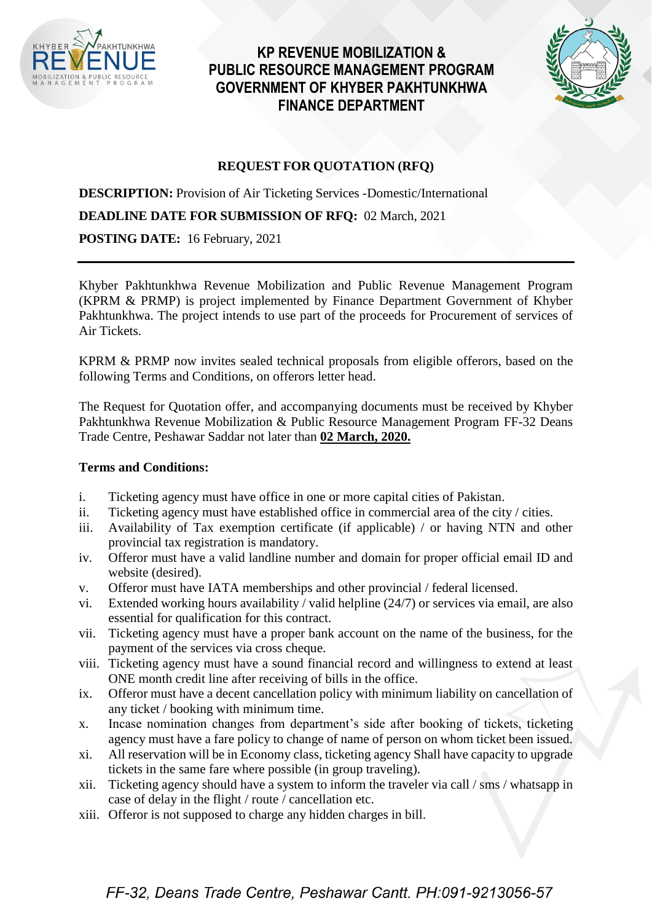KHYBER PAKHTUNKHWA REVENUE
MOBILIZATION & PUBLIC RESOURCE MANAGEMENT PROGRAM

# KP REVENUE MOBILIZATION & PUBLIC RESOURCE MANAGEMENT PROGRAM GOVERNMENT OF KHYBER PAKHTUNKHWA FINANCE DEPARTMENT

## REQUEST FOR QUOTATION (RFQ)

**DESCRIPTION:** Provision of Air Ticketing Services -Domestic/International

**DEADLINE DATE FOR SUBMISSION OF RFQ:** 02 March, 2021

**POSTING DATE:** 16 February, 2021

---

Khyber Pakhtunkhwa Revenue Mobilization and Public Revenue Management Program (KPRM & PRMP) is project implemented by Finance Department Government of Khyber Pakhtunkhwa. The project intends to use part of the proceeds for Procurement of services of Air Tickets.

KPRM & PRMP now invites sealed technical proposals from eligible offerors, based on the following Terms and Conditions, on offerors letter head.

The Request for Quotation offer, and accompanying documents must be received by Khyber Pakhtunkhwa Revenue Mobilization & Public Resource Management Program FF-32 Deans Trade Centre, Peshawar Saddar not later than **02 March, 2020.**

**Terms and Conditions:**

i. Ticketing agency must have office in one or more capital cities of Pakistan.
ii. Ticketing agency must have established office in commercial area of the city / cities.
iii. Availability of Tax exemption certificate (if applicable) / or having NTN and other provincial tax registration is mandatory.
iv. Offeror must have a valid landline number and domain for proper official email ID and website (desired).
v. Offeror must have IATA memberships and other provincial / federal licensed.
vi. Extended working hours availability / valid helpline (24/7) or services via email, are also essential for qualification for this contract.
vii. Ticketing agency must have a proper bank account on the name of the business, for the payment of the services via cross cheque.
viii. Ticketing agency must have a sound financial record and willingness to extend at least ONE month credit line after receiving of bills in the office.
ix. Offeror must have a decent cancellation policy with minimum liability on cancellation of any ticket / booking with minimum time.
x. Incase nomination changes from department's side after booking of tickets, ticketing agency must have a fare policy to change of name of person on whom ticket been issued.
xi. All reservation will be in Economy class, ticketing agency Shall have capacity to upgrade tickets in the same fare where possible (in group traveling).
xii. Ticketing agency should have a system to inform the traveler via call / sms / whatsapp in case of delay in the flight / route / cancellation etc.
xiii. Offeror is not supposed to charge any hidden charges in bill.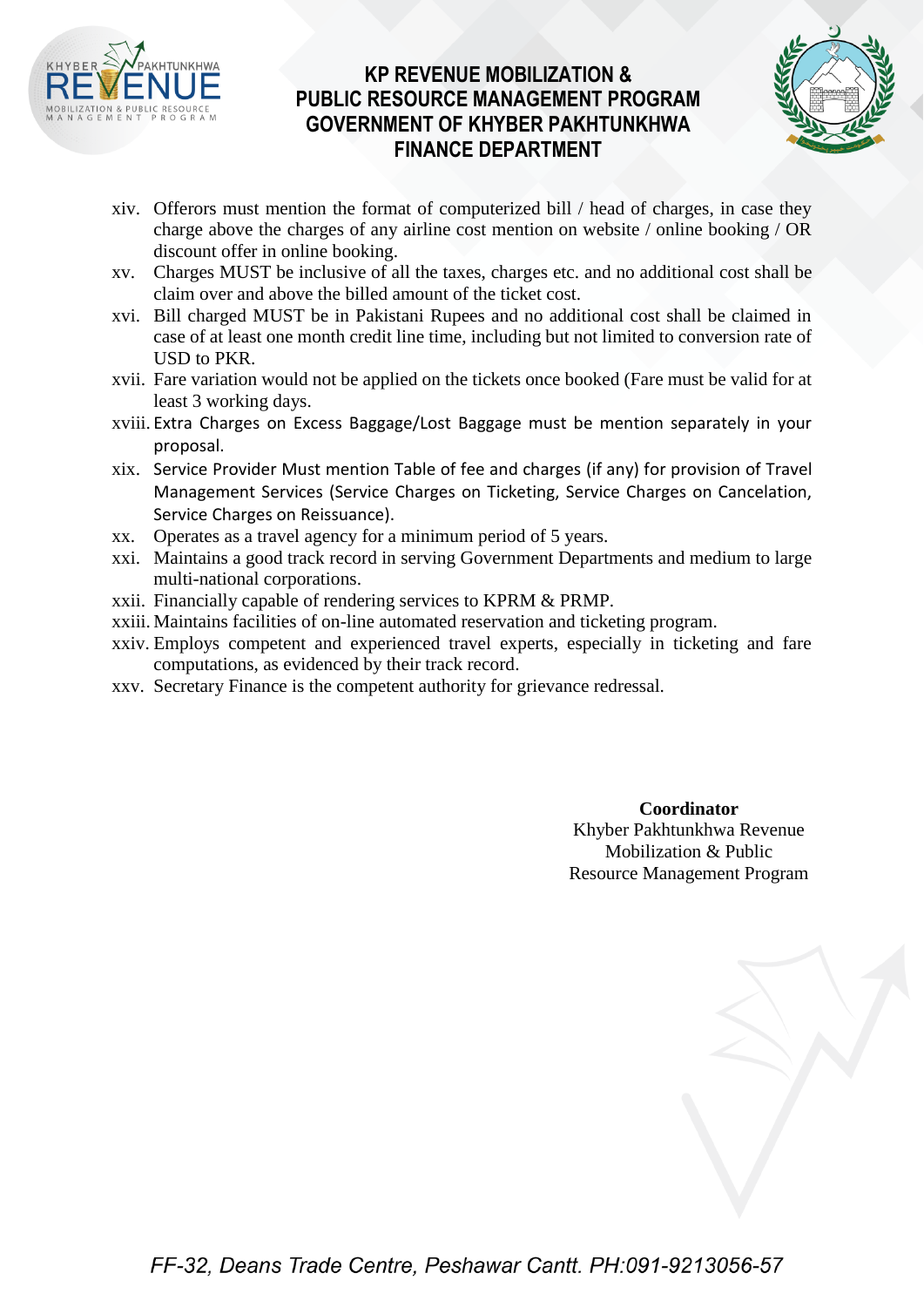xiv. Offerors must mention the format of computerized bill / head of charges, in case they charge above the charges of any airline cost mention on website / online booking / OR discount offer in online booking.

xv. Charges MUST be inclusive of all the taxes, charges etc. and no additional cost shall be claim over and above the billed amount of the ticket cost.

xvi. Bill charged MUST be in Pakistani Rupees and no additional cost shall be claimed in case of at least one month credit line time, including but not limited to conversion rate of USD to PKR.

xvii. Fare variation would not be applied on the tickets once booked (Fare must be valid for at least 3 working days.

xviii. Extra Charges on Excess Baggage/Lost Baggage must be mention separately in your proposal.

xix. Service Provider Must mention Table of fee and charges (if any) for provision of Travel Management Services (Service Charges on Ticketing, Service Charges on Cancelation, Service Charges on Reissuance).

xx. Operates as a travel agency for a minimum period of 5 years.

xxi. Maintains a good track record in serving Government Departments and medium to large multi-national corporations.

xxii. Financially capable of rendering services to KPRM & PRMP.

xxiii. Maintains facilities of on-line automated reservation and ticketing program.

xxiv. Employs competent and experienced travel experts, especially in ticketing and fare computations, as evidenced by their track record.

xxv. Secretary Finance is the competent authority for grievance redressal.

**Coordinator**
Khyber Pakhtunkhwa Revenue
Mobilization & Public
Resource Management Program